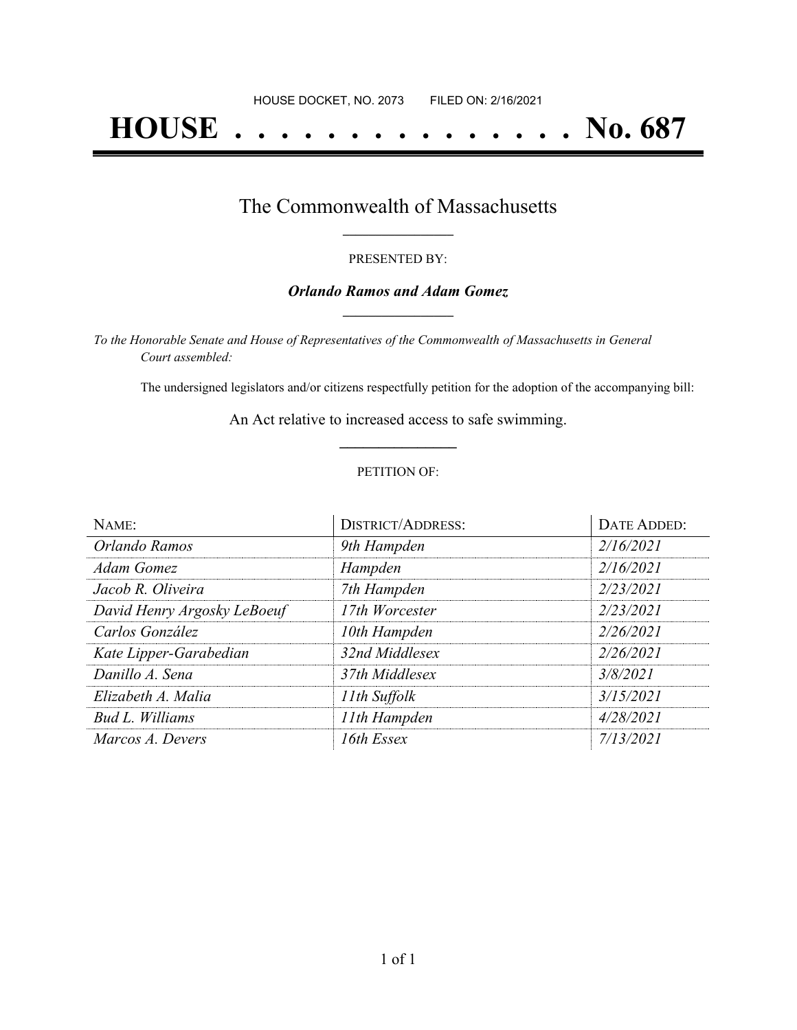HOUSE DOCKET, NO. 2073 FILED ON: 2/16/2021

# HOUSE . . . . . . . . . . . . . . . No. 687

## The Commonwealth of Massachusetts

PRESENTED BY:

***Orlando Ramos and Adam Gomez***

*To the Honorable Senate and House of Representatives of the Commonwealth of Massachusetts in General Court assembled:*

The undersigned legislators and/or citizens respectfully petition for the adoption of the accompanying bill:

An Act relative to increased access to safe swimming.

PETITION OF:

| NAME: | DISTRICT/ADDRESS: | DATE ADDED: |
|---|---|---|
| *Orlando Ramos* | *9th Hampden* | *2/16/2021* |
| *Adam Gomez* | *Hampden* | *2/16/2021* |
| *Jacob R. Oliveira* | *7th Hampden* | *2/23/2021* |
| *David Henry Argosky LeBoeuf* | *17th Worcester* | *2/23/2021* |
| *Carlos González* | *10th Hampden* | *2/26/2021* |
| *Kate Lipper-Garabedian* | *32nd Middlesex* | *2/26/2021* |
| *Danillo A. Sena* | *37th Middlesex* | *3/8/2021* |
| *Elizabeth A. Malia* | *11th Suffolk* | *3/15/2021* |
| *Bud L. Williams* | *11th Hampden* | *4/28/2021* |
| *Marcos A. Devers* | *16th Essex* | *7/13/2021* |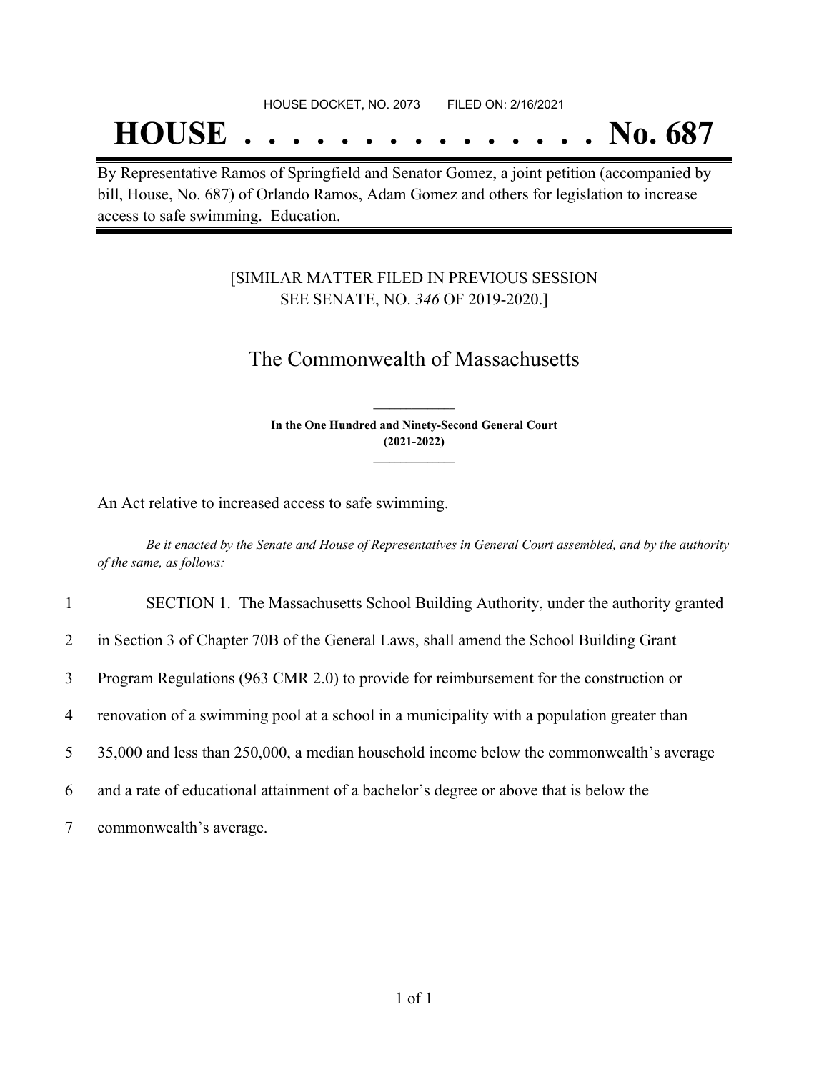HOUSE DOCKET, NO. 2073 FILED ON: 2/16/2021

# HOUSE . . . . . . . . . . . . . . . No. 687

By Representative Ramos of Springfield and Senator Gomez, a joint petition (accompanied by bill, House, No. 687) of Orlando Ramos, Adam Gomez and others for legislation to increase access to safe swimming. Education.

[SIMILAR MATTER FILED IN PREVIOUS SESSION SEE SENATE, NO. *346* OF 2019-2020.]

## The Commonwealth of Massachusetts

**In the One Hundred and Ninety-Second General Court (2021-2022)**

An Act relative to increased access to safe swimming.

*Be it enacted by the Senate and House of Representatives in General Court assembled, and by the authority of the same, as follows:*

1 SECTION 1. The Massachusetts School Building Authority, under the authority granted
2 in Section 3 of Chapter 70B of the General Laws, shall amend the School Building Grant
3 Program Regulations (963 CMR 2.0) to provide for reimbursement for the construction or
4 renovation of a swimming pool at a school in a municipality with a population greater than
5 35,000 and less than 250,000, a median household income below the commonwealth's average
6 and a rate of educational attainment of a bachelor's degree or above that is below the
7 commonwealth's average.